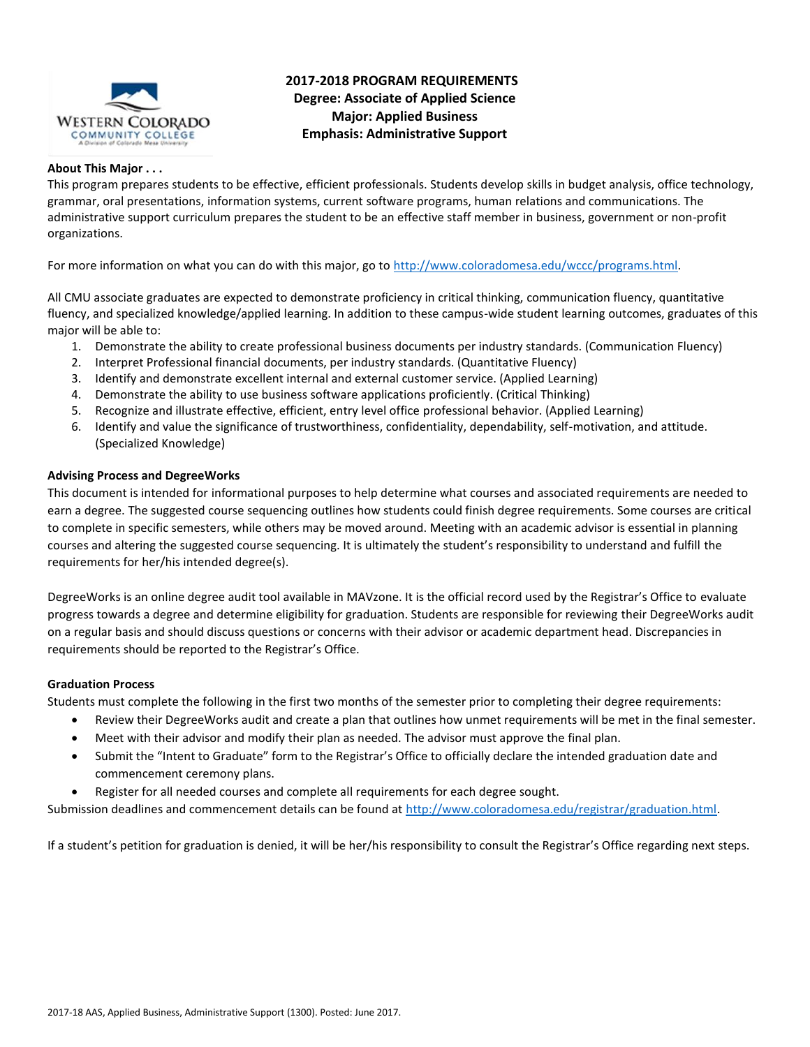# 2017-2018 PROGRAM REQUIREMENTS
## Degree: Associate of Applied Science
## Major: Applied Business
## Emphasis: Administrative Support

**About This Major . . .**

This program prepares students to be effective, efficient professionals. Students develop skills in budget analysis, office technology, grammar, oral presentations, information systems, current software programs, human relations and communications. The administrative support curriculum prepares the student to be an effective staff member in business, government or non-profit organizations.

For more information on what you can do with this major, go to http://www.coloradomesa.edu/wccc/programs.html.

All CMU associate graduates are expected to demonstrate proficiency in critical thinking, communication fluency, quantitative fluency, and specialized knowledge/applied learning. In addition to these campus-wide student learning outcomes, graduates of this major will be able to:

1. Demonstrate the ability to create professional business documents per industry standards. (Communication Fluency)
2. Interpret Professional financial documents, per industry standards. (Quantitative Fluency)
3. Identify and demonstrate excellent internal and external customer service. (Applied Learning)
4. Demonstrate the ability to use business software applications proficiently. (Critical Thinking)
5. Recognize and illustrate effective, efficient, entry level office professional behavior. (Applied Learning)
6. Identify and value the significance of trustworthiness, confidentiality, dependability, self-motivation, and attitude. (Specialized Knowledge)

**Advising Process and DegreeWorks**

This document is intended for informational purposes to help determine what courses and associated requirements are needed to earn a degree. The suggested course sequencing outlines how students could finish degree requirements. Some courses are critical to complete in specific semesters, while others may be moved around. Meeting with an academic advisor is essential in planning courses and altering the suggested course sequencing. It is ultimately the student's responsibility to understand and fulfill the requirements for her/his intended degree(s).

DegreeWorks is an online degree audit tool available in MAVzone. It is the official record used by the Registrar's Office to evaluate progress towards a degree and determine eligibility for graduation. Students are responsible for reviewing their DegreeWorks audit on a regular basis and should discuss questions or concerns with their advisor or academic department head. Discrepancies in requirements should be reported to the Registrar's Office.

**Graduation Process**

Students must complete the following in the first two months of the semester prior to completing their degree requirements:

- Review their DegreeWorks audit and create a plan that outlines how unmet requirements will be met in the final semester.
- Meet with their advisor and modify their plan as needed. The advisor must approve the final plan.
- Submit the "Intent to Graduate" form to the Registrar's Office to officially declare the intended graduation date and commencement ceremony plans.
- Register for all needed courses and complete all requirements for each degree sought.

Submission deadlines and commencement details can be found at http://www.coloradomesa.edu/registrar/graduation.html.

If a student's petition for graduation is denied, it will be her/his responsibility to consult the Registrar's Office regarding next steps.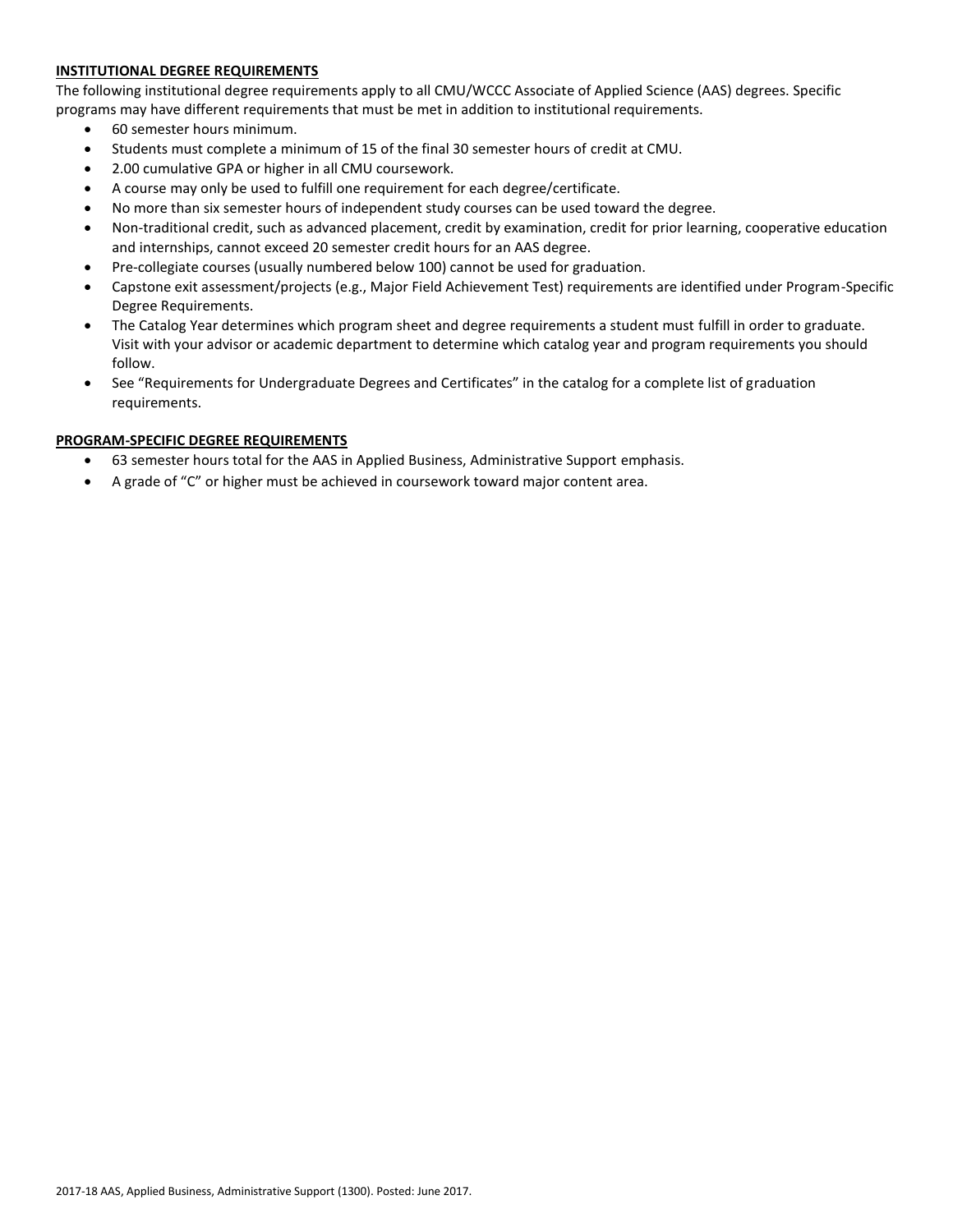## INSTITUTIONAL DEGREE REQUIREMENTS

The following institutional degree requirements apply to all CMU/WCCC Associate of Applied Science (AAS) degrees. Specific programs may have different requirements that must be met in addition to institutional requirements.

- 60 semester hours minimum.
- Students must complete a minimum of 15 of the final 30 semester hours of credit at CMU.
- 2.00 cumulative GPA or higher in all CMU coursework.
- A course may only be used to fulfill one requirement for each degree/certificate.
- No more than six semester hours of independent study courses can be used toward the degree.
- Non-traditional credit, such as advanced placement, credit by examination, credit for prior learning, cooperative education and internships, cannot exceed 20 semester credit hours for an AAS degree.
- Pre-collegiate courses (usually numbered below 100) cannot be used for graduation.
- Capstone exit assessment/projects (e.g., Major Field Achievement Test) requirements are identified under Program-Specific Degree Requirements.
- The Catalog Year determines which program sheet and degree requirements a student must fulfill in order to graduate. Visit with your advisor or academic department to determine which catalog year and program requirements you should follow.
- See "Requirements for Undergraduate Degrees and Certificates" in the catalog for a complete list of graduation requirements.

## PROGRAM-SPECIFIC DEGREE REQUIREMENTS

- 63 semester hours total for the AAS in Applied Business, Administrative Support emphasis.
- A grade of "C" or higher must be achieved in coursework toward major content area.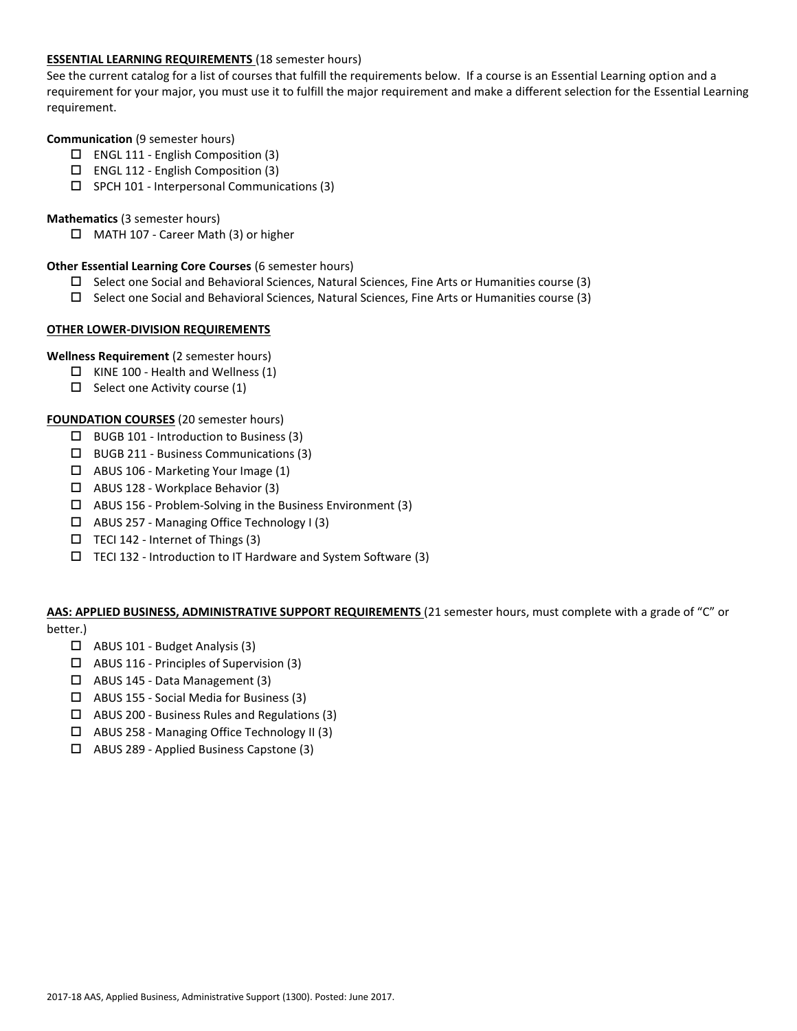**ESSENTIAL LEARNING REQUIREMENTS** (18 semester hours)

See the current catalog for a list of courses that fulfill the requirements below. If a course is an Essential Learning option and a requirement for your major, you must use it to fulfill the major requirement and make a different selection for the Essential Learning requirement.

**Communication** (9 semester hours)

- ☐ ENGL 111 - English Composition (3)
- ☐ ENGL 112 - English Composition (3)
- ☐ SPCH 101 - Interpersonal Communications (3)

**Mathematics** (3 semester hours)

- ☐ MATH 107 - Career Math (3) or higher

**Other Essential Learning Core Courses** (6 semester hours)

- ☐ Select one Social and Behavioral Sciences, Natural Sciences, Fine Arts or Humanities course (3)
- ☐ Select one Social and Behavioral Sciences, Natural Sciences, Fine Arts or Humanities course (3)

**OTHER LOWER-DIVISION REQUIREMENTS**

**Wellness Requirement** (2 semester hours)

- ☐ KINE 100 - Health and Wellness (1)
- ☐ Select one Activity course (1)

**FOUNDATION COURSES** (20 semester hours)

- ☐ BUGB 101 - Introduction to Business (3)
- ☐ BUGB 211 - Business Communications (3)
- ☐ ABUS 106 - Marketing Your Image (1)
- ☐ ABUS 128 - Workplace Behavior (3)
- ☐ ABUS 156 - Problem-Solving in the Business Environment (3)
- ☐ ABUS 257 - Managing Office Technology I (3)
- ☐ TECI 142 - Internet of Things (3)
- ☐ TECI 132 - Introduction to IT Hardware and System Software (3)

**AAS: APPLIED BUSINESS, ADMINISTRATIVE SUPPORT REQUIREMENTS** (21 semester hours, must complete with a grade of "C" or better.)

- ☐ ABUS 101 - Budget Analysis (3)
- ☐ ABUS 116 - Principles of Supervision (3)
- ☐ ABUS 145 - Data Management (3)
- ☐ ABUS 155 - Social Media for Business (3)
- ☐ ABUS 200 - Business Rules and Regulations (3)
- ☐ ABUS 258 - Managing Office Technology II (3)
- ☐ ABUS 289 - Applied Business Capstone (3)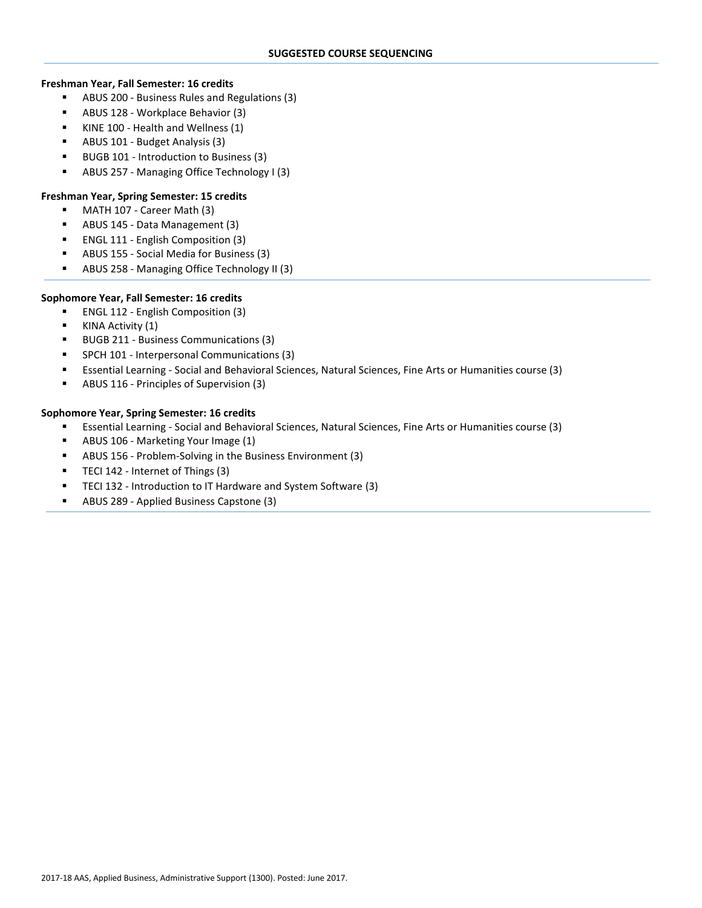## SUGGESTED COURSE SEQUENCING

**Freshman Year, Fall Semester: 16 credits**

- ABUS 200 - Business Rules and Regulations (3)
- ABUS 128 - Workplace Behavior (3)
- KINE 100 - Health and Wellness (1)
- ABUS 101 - Budget Analysis (3)
- BUGB 101 - Introduction to Business (3)
- ABUS 257 - Managing Office Technology I (3)

**Freshman Year, Spring Semester: 15 credits**

- MATH 107 - Career Math (3)
- ABUS 145 - Data Management (3)
- ENGL 111 - English Composition (3)
- ABUS 155 - Social Media for Business (3)
- ABUS 258 - Managing Office Technology II (3)

**Sophomore Year, Fall Semester: 16 credits**

- ENGL 112 - English Composition (3)
- KINA Activity (1)
- BUGB 211 - Business Communications (3)
- SPCH 101 - Interpersonal Communications (3)
- Essential Learning - Social and Behavioral Sciences, Natural Sciences, Fine Arts or Humanities course (3)
- ABUS 116 - Principles of Supervision (3)

**Sophomore Year, Spring Semester: 16 credits**

- Essential Learning - Social and Behavioral Sciences, Natural Sciences, Fine Arts or Humanities course (3)
- ABUS 106 - Marketing Your Image (1)
- ABUS 156 - Problem-Solving in the Business Environment (3)
- TECI 142 - Internet of Things (3)
- TECI 132 - Introduction to IT Hardware and System Software (3)
- ABUS 289 - Applied Business Capstone (3)